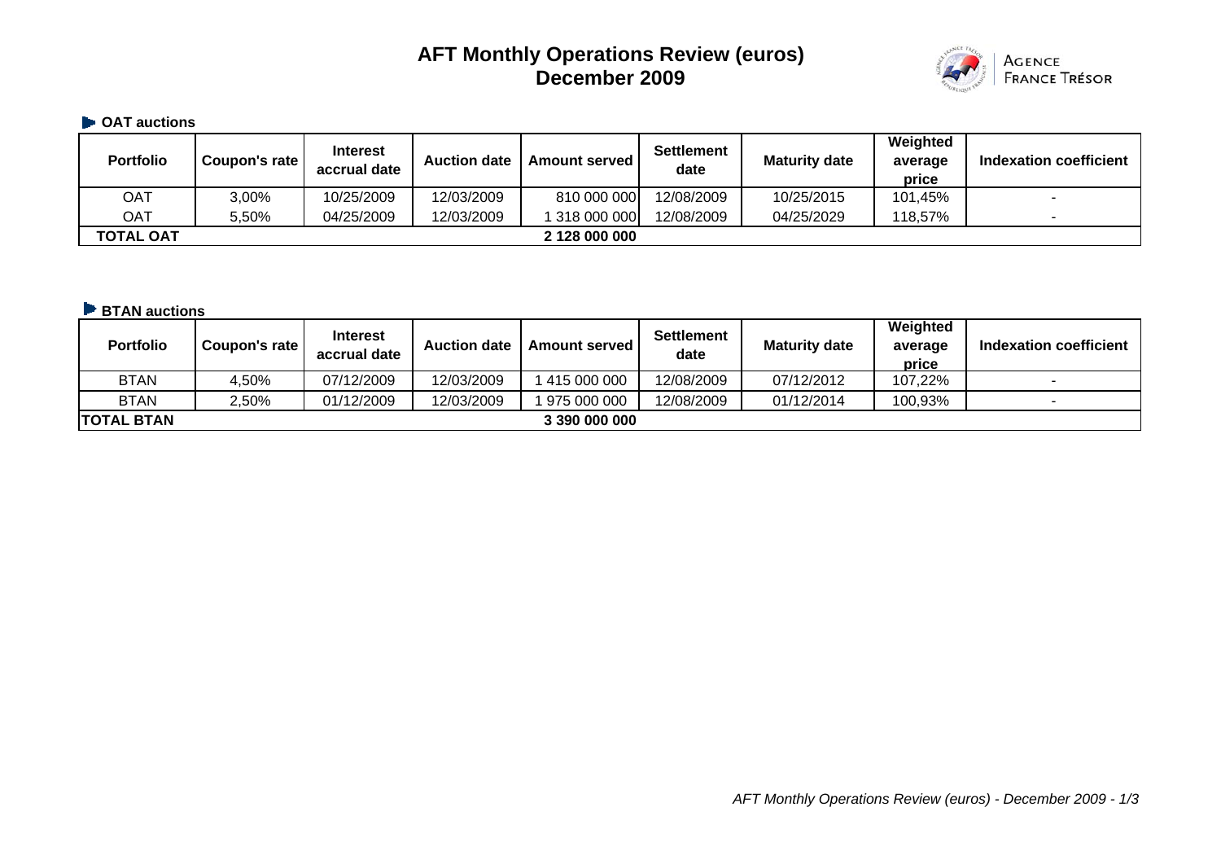# AFT Monthly Operations Review (euros)
# December 2009

AGENCE FRANCE TRÉSOR

### OAT auctions

| Portfolio | Coupon's rate | Interest accrual date | Auction date | Amount served | Settlement date | Maturity date | Weighted average price | Indexation coefficient |
|---|---|---|---|---|---|---|---|---|
| OAT | 3,00% | 10/25/2009 | 12/03/2009 | 810 000 000 | 12/08/2009 | 10/25/2015 | 101,45% | - |
| OAT | 5,50% | 04/25/2009 | 12/03/2009 | 1 318 000 000 | 12/08/2009 | 04/25/2029 | 118,57% | - |
| **TOTAL OAT** | | | | **2 128 000 000** | | | | |

### BTAN auctions

| Portfolio | Coupon's rate | Interest accrual date | Auction date | Amount served | Settlement date | Maturity date | Weighted average price | Indexation coefficient |
|---|---|---|---|---|---|---|---|---|
| BTAN | 4,50% | 07/12/2009 | 12/03/2009 | 1 415 000 000 | 12/08/2009 | 07/12/2012 | 107,22% | - |
| BTAN | 2,50% | 01/12/2009 | 12/03/2009 | 1 975 000 000 | 12/08/2009 | 01/12/2014 | 100,93% | - |
| **TOTAL BTAN** | | | | **3 390 000 000** | | | | |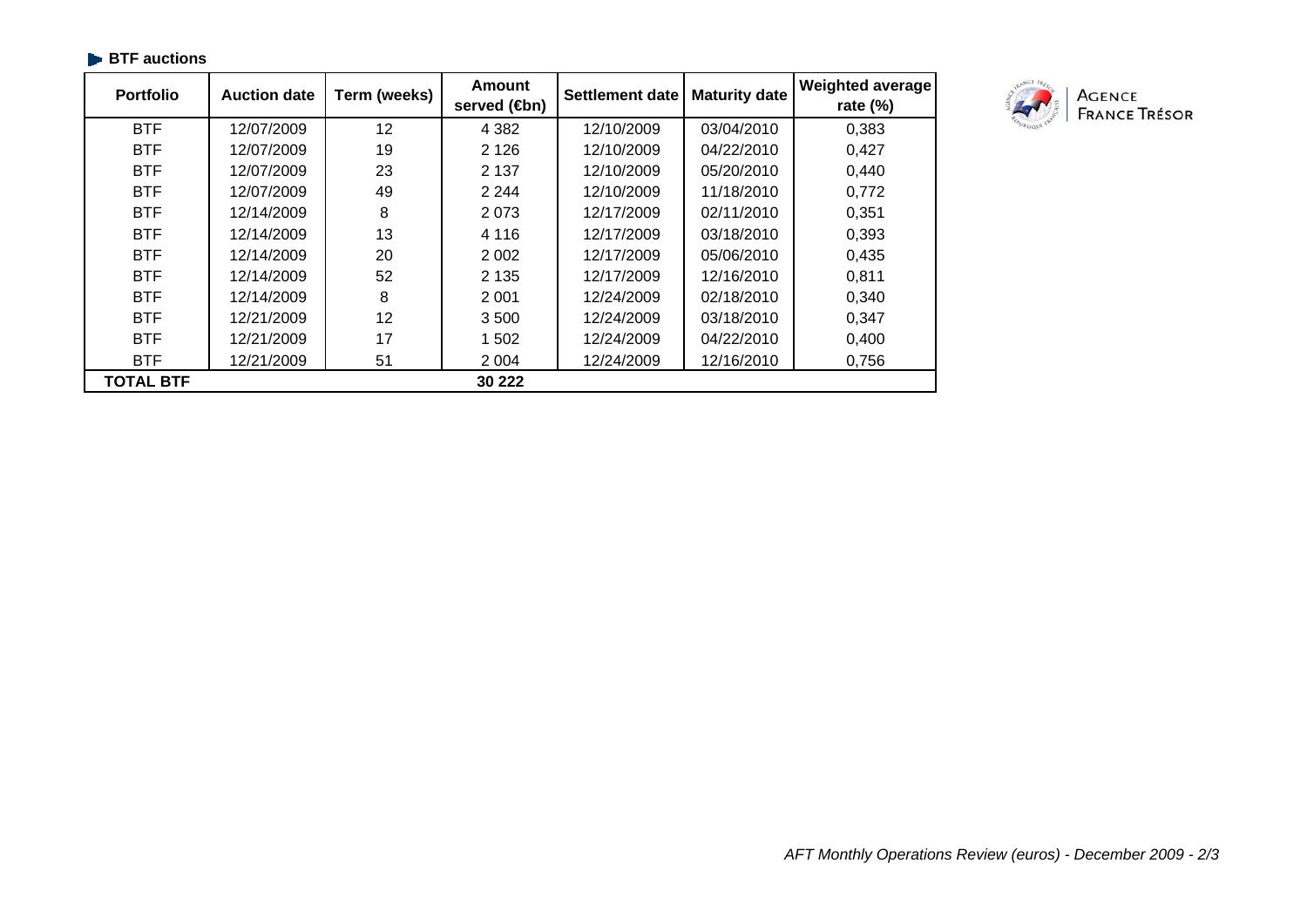### BTF auctions

| Portfolio | Auction date | Term (weeks) | Amount served (€bn) | Settlement date | Maturity date | Weighted average rate (%) |
|---|---|---|---|---|---|---|
| BTF | 12/07/2009 | 12 | 4 382 | 12/10/2009 | 03/04/2010 | 0,383 |
| BTF | 12/07/2009 | 19 | 2 126 | 12/10/2009 | 04/22/2010 | 0,427 |
| BTF | 12/07/2009 | 23 | 2 137 | 12/10/2009 | 05/20/2010 | 0,440 |
| BTF | 12/07/2009 | 49 | 2 244 | 12/10/2009 | 11/18/2010 | 0,772 |
| BTF | 12/14/2009 | 8 | 2 073 | 12/17/2009 | 02/11/2010 | 0,351 |
| BTF | 12/14/2009 | 13 | 4 116 | 12/17/2009 | 03/18/2010 | 0,393 |
| BTF | 12/14/2009 | 20 | 2 002 | 12/17/2009 | 05/06/2010 | 0,435 |
| BTF | 12/14/2009 | 52 | 2 135 | 12/17/2009 | 12/16/2010 | 0,811 |
| BTF | 12/14/2009 | 8 | 2 001 | 12/24/2009 | 02/18/2010 | 0,340 |
| BTF | 12/21/2009 | 12 | 3 500 | 12/24/2009 | 03/18/2010 | 0,347 |
| BTF | 12/21/2009 | 17 | 1 502 | 12/24/2009 | 04/22/2010 | 0,400 |
| BTF | 12/21/2009 | 51 | 2 004 | 12/24/2009 | 12/16/2010 | 0,756 |
| **TOTAL BTF** | | | **30 222** | | | |

AGENCE FRANCE TRÉSOR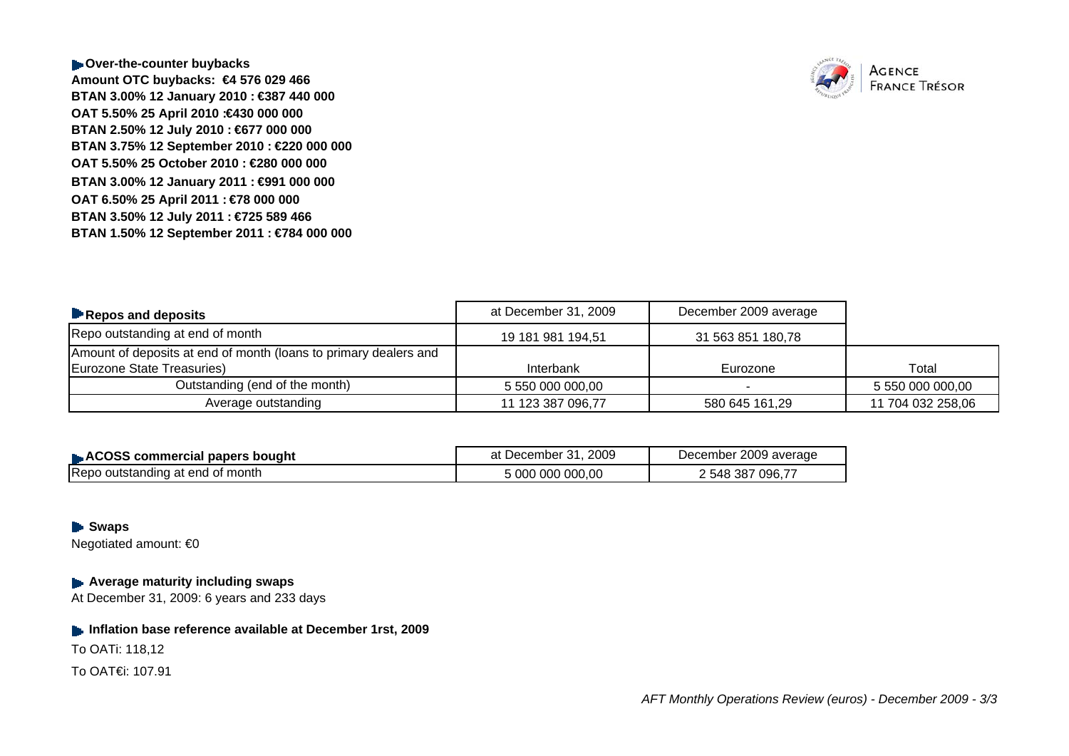### Over-the-counter buybacks

**Amount OTC buybacks: €4 576 029 466**
**BTAN 3.00% 12 January 2010 : €387 440 000**
**OAT 5.50% 25 April 2010 :€430 000 000**
**BTAN 2.50% 12 July 2010 : €677 000 000**
**BTAN 3.75% 12 September 2010 : €220 000 000**
**OAT 5.50% 25 October 2010 : €280 000 000**
**BTAN 3.00% 12 January 2011 : €991 000 000**
**OAT 6.50% 25 April 2011 : €78 000 000**
**BTAN 3.50% 12 July 2011 : €725 589 466**
**BTAN 1.50% 12 September 2011 : €784 000 000**

| **Repos and deposits** | at December 31, 2009 | December 2009 average | |
|---|---|---|---|
| Repo outstanding at end of month | 19 181 981 194,51 | 31 563 851 180,78 | |
| Amount of deposits at end of month (loans to primary dealers and Eurozone State Treasuries) | Interbank | Eurozone | Total |
| Outstanding (end of the month) | 5 550 000 000,00 | - | 5 550 000 000,00 |
| Average outstanding | 11 123 387 096,77 | 580 645 161,29 | 11 704 032 258,06 |

| **ACOSS commercial papers bought** | at December 31, 2009 | December 2009 average |
|---|---|---|
| Repo outstanding at end of month | 5 000 000 000,00 | 2 548 387 096,77 |

### Swaps

Negotiated amount: €0

### Average maturity including swaps

At December 31, 2009: 6 years and 233 days

### Inflation base reference available at December 1rst, 2009

To OATi: 118,12

To OAT€i: 107.91